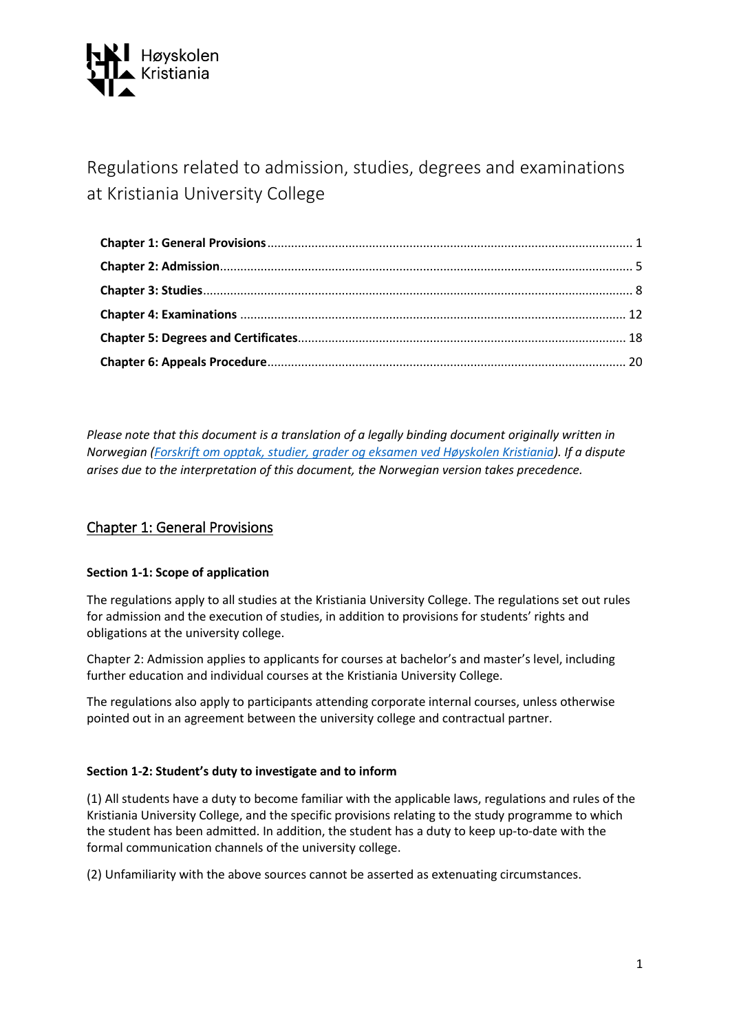Høyskolen Kristiania

# Regulations related to admission, studies, degrees and examinations at Kristiania University College

**Chapter 1: General Provisions** .......... 1
**Chapter 2: Admission** .......... 5
**Chapter 3: Studies** .......... 8
**Chapter 4: Examinations** .......... 12
**Chapter 5: Degrees and Certificates** .......... 18
**Chapter 6: Appeals Procedure** .......... 20

*Please note that this document is a translation of a legally binding document originally written in Norwegian ([Forskrift om opptak, studier, grader og eksamen ved Høyskolen Kristiania](#)). If a dispute arises due to the interpretation of this document, the Norwegian version takes precedence.*

## Chapter 1: General Provisions

### Section 1-1: Scope of application

The regulations apply to all studies at the Kristiania University College. The regulations set out rules for admission and the execution of studies, in addition to provisions for students' rights and obligations at the university college.

Chapter 2: Admission applies to applicants for courses at bachelor's and master's level, including further education and individual courses at the Kristiania University College.

The regulations also apply to participants attending corporate internal courses, unless otherwise pointed out in an agreement between the university college and contractual partner.

### Section 1-2: Student's duty to investigate and to inform

(1) All students have a duty to become familiar with the applicable laws, regulations and rules of the Kristiania University College, and the specific provisions relating to the study programme to which the student has been admitted. In addition, the student has a duty to keep up-to-date with the formal communication channels of the university college.

(2) Unfamiliarity with the above sources cannot be asserted as extenuating circumstances.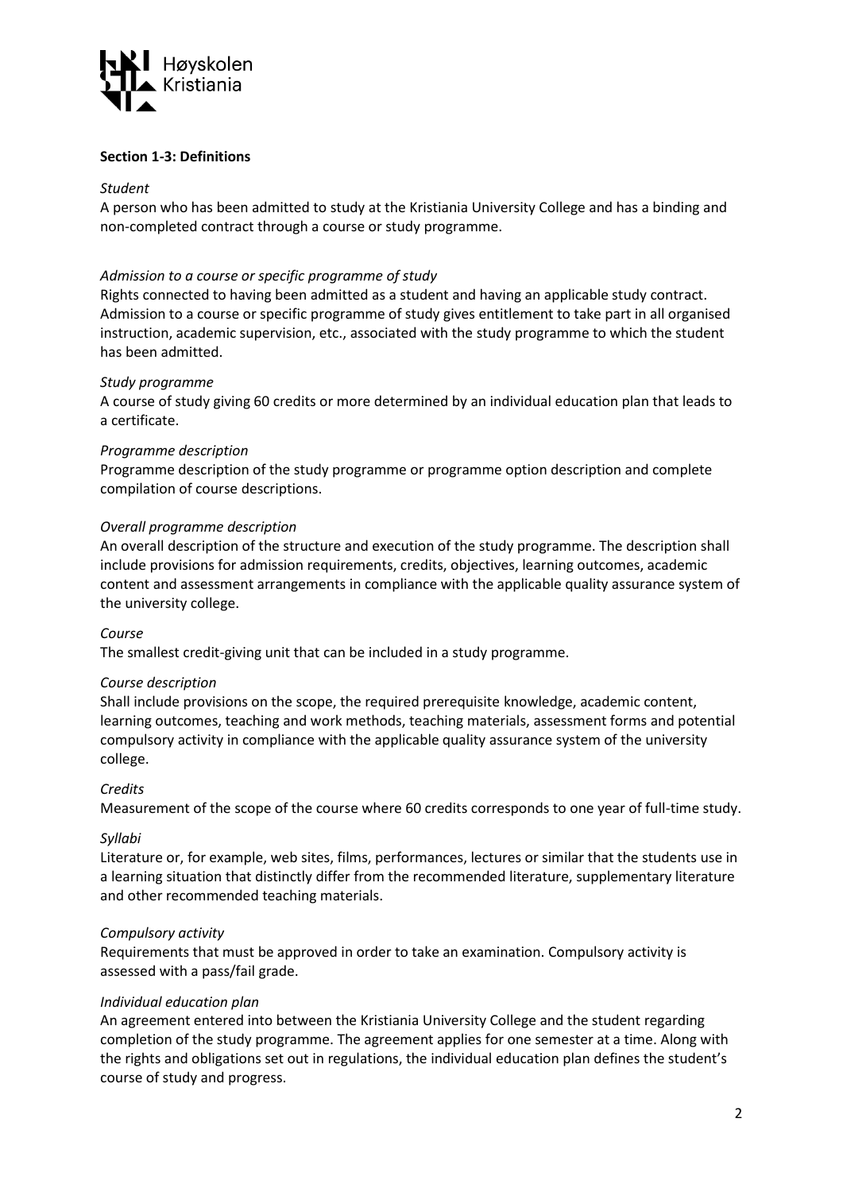**Section 1-3: Definitions**

*Student*

A person who has been admitted to study at the Kristiania University College and has a binding and non-completed contract through a course or study programme.

*Admission to a course or specific programme of study*

Rights connected to having been admitted as a student and having an applicable study contract. Admission to a course or specific programme of study gives entitlement to take part in all organised instruction, academic supervision, etc., associated with the study programme to which the student has been admitted.

*Study programme*

A course of study giving 60 credits or more determined by an individual education plan that leads to a certificate.

*Programme description*

Programme description of the study programme or programme option description and complete compilation of course descriptions.

*Overall programme description*

An overall description of the structure and execution of the study programme. The description shall include provisions for admission requirements, credits, objectives, learning outcomes, academic content and assessment arrangements in compliance with the applicable quality assurance system of the university college.

*Course*

The smallest credit-giving unit that can be included in a study programme.

*Course description*

Shall include provisions on the scope, the required prerequisite knowledge, academic content, learning outcomes, teaching and work methods, teaching materials, assessment forms and potential compulsory activity in compliance with the applicable quality assurance system of the university college.

*Credits*

Measurement of the scope of the course where 60 credits corresponds to one year of full-time study.

*Syllabi*

Literature or, for example, web sites, films, performances, lectures or similar that the students use in a learning situation that distinctly differ from the recommended literature, supplementary literature and other recommended teaching materials.

*Compulsory activity*

Requirements that must be approved in order to take an examination. Compulsory activity is assessed with a pass/fail grade.

*Individual education plan*

An agreement entered into between the Kristiania University College and the student regarding completion of the study programme. The agreement applies for one semester at a time. Along with the rights and obligations set out in regulations, the individual education plan defines the student's course of study and progress.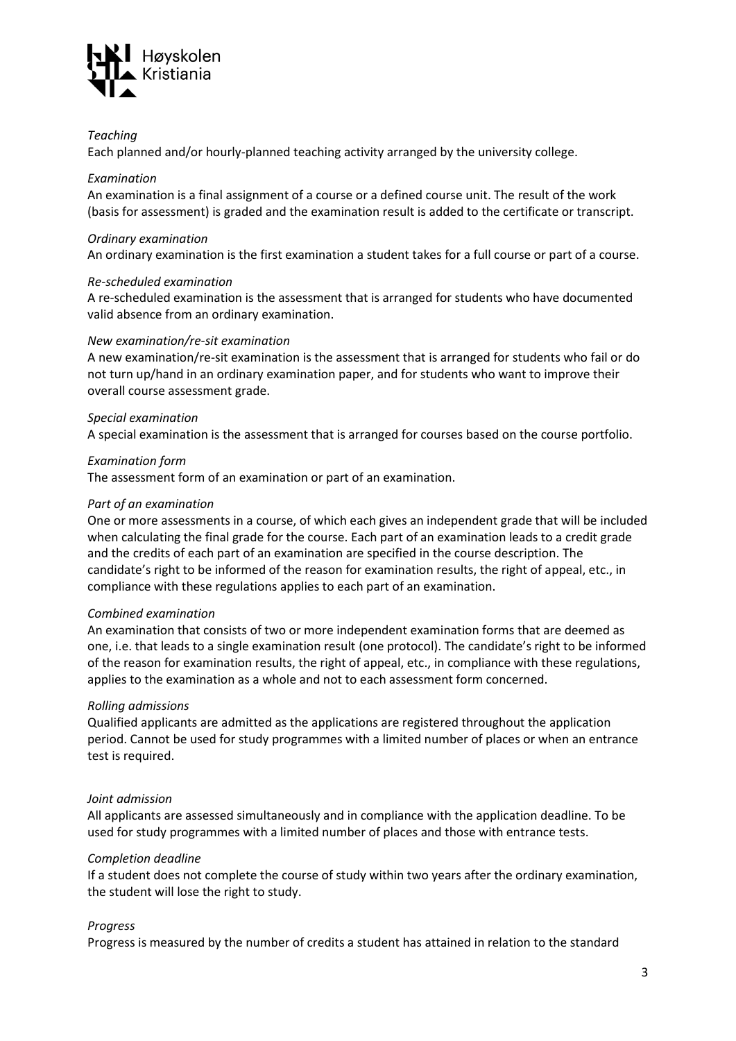*Teaching*
Each planned and/or hourly-planned teaching activity arranged by the university college.

*Examination*
An examination is a final assignment of a course or a defined course unit. The result of the work (basis for assessment) is graded and the examination result is added to the certificate or transcript.

*Ordinary examination*
An ordinary examination is the first examination a student takes for a full course or part of a course.

*Re-scheduled examination*
A re-scheduled examination is the assessment that is arranged for students who have documented valid absence from an ordinary examination.

*New examination/re-sit examination*
A new examination/re-sit examination is the assessment that is arranged for students who fail or do not turn up/hand in an ordinary examination paper, and for students who want to improve their overall course assessment grade.

*Special examination*
A special examination is the assessment that is arranged for courses based on the course portfolio.

*Examination form*
The assessment form of an examination or part of an examination.

*Part of an examination*
One or more assessments in a course, of which each gives an independent grade that will be included when calculating the final grade for the course. Each part of an examination leads to a credit grade and the credits of each part of an examination are specified in the course description. The candidate's right to be informed of the reason for examination results, the right of appeal, etc., in compliance with these regulations applies to each part of an examination.

*Combined examination*
An examination that consists of two or more independent examination forms that are deemed as one, i.e. that leads to a single examination result (one protocol). The candidate's right to be informed of the reason for examination results, the right of appeal, etc., in compliance with these regulations, applies to the examination as a whole and not to each assessment form concerned.

*Rolling admissions*
Qualified applicants are admitted as the applications are registered throughout the application period. Cannot be used for study programmes with a limited number of places or when an entrance test is required.

*Joint admission*
All applicants are assessed simultaneously and in compliance with the application deadline. To be used for study programmes with a limited number of places and those with entrance tests.

*Completion deadline*
If a student does not complete the course of study within two years after the ordinary examination, the student will lose the right to study.

*Progress*
Progress is measured by the number of credits a student has attained in relation to the standard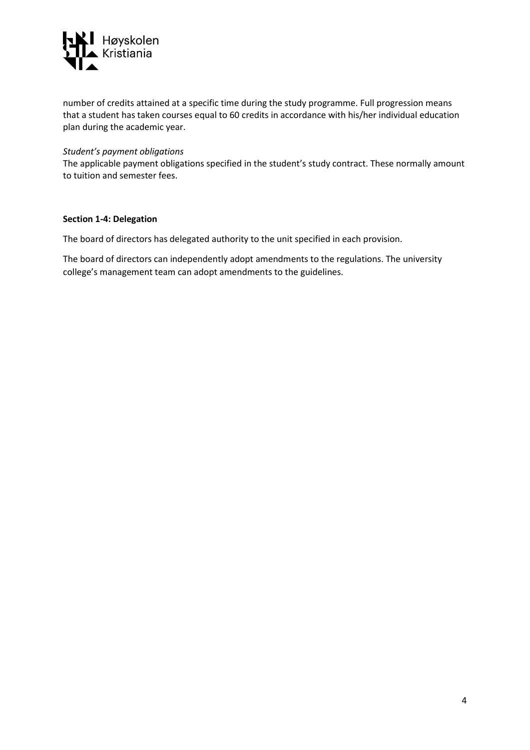number of credits attained at a specific time during the study programme. Full progression means that a student has taken courses equal to 60 credits in accordance with his/her individual education plan during the academic year.

*Student's payment obligations*

The applicable payment obligations specified in the student's study contract. These normally amount to tuition and semester fees.

**Section 1-4: Delegation**

The board of directors has delegated authority to the unit specified in each provision.

The board of directors can independently adopt amendments to the regulations. The university college's management team can adopt amendments to the guidelines.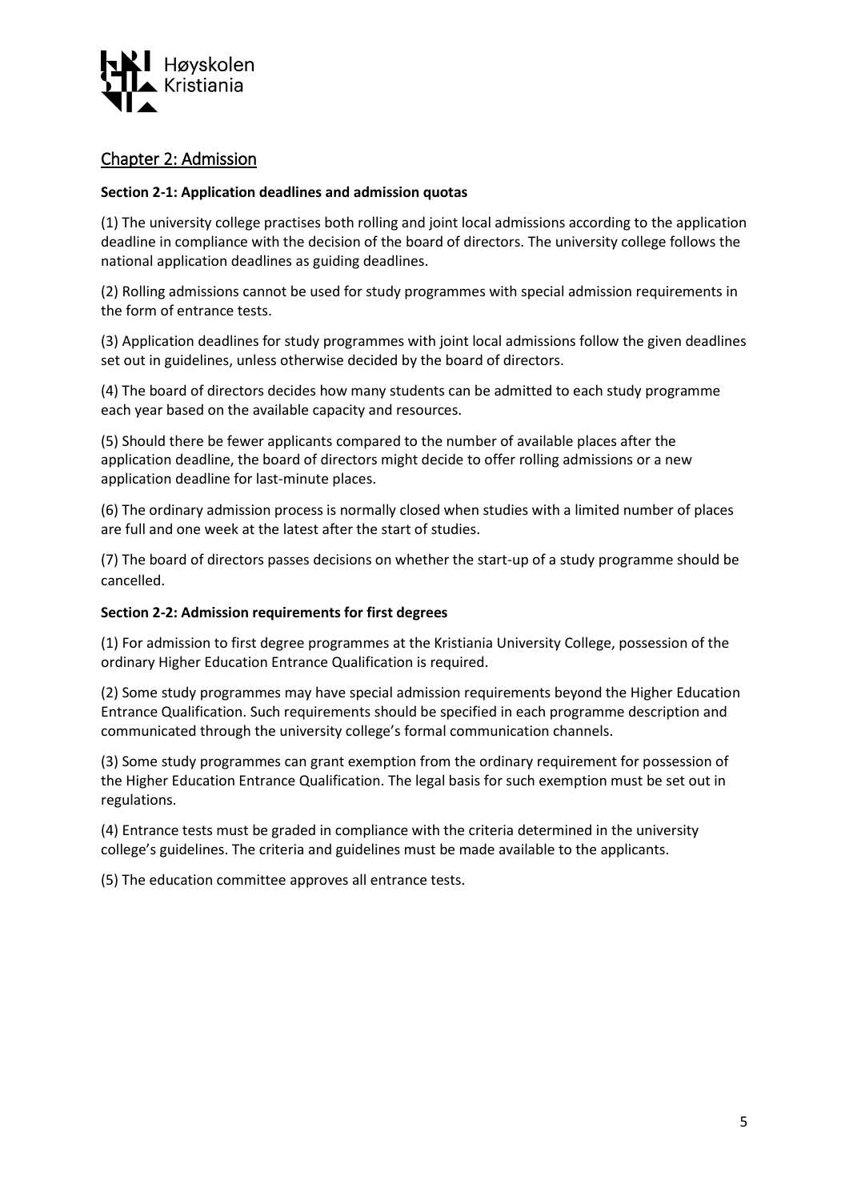## Chapter 2: Admission

**Section 2-1: Application deadlines and admission quotas**

(1) The university college practises both rolling and joint local admissions according to the application deadline in compliance with the decision of the board of directors. The university college follows the national application deadlines as guiding deadlines.

(2) Rolling admissions cannot be used for study programmes with special admission requirements in the form of entrance tests.

(3) Application deadlines for study programmes with joint local admissions follow the given deadlines set out in guidelines, unless otherwise decided by the board of directors.

(4) The board of directors decides how many students can be admitted to each study programme each year based on the available capacity and resources.

(5) Should there be fewer applicants compared to the number of available places after the application deadline, the board of directors might decide to offer rolling admissions or a new application deadline for last-minute places.

(6) The ordinary admission process is normally closed when studies with a limited number of places are full and one week at the latest after the start of studies.

(7) The board of directors passes decisions on whether the start-up of a study programme should be cancelled.

**Section 2-2: Admission requirements for first degrees**

(1) For admission to first degree programmes at the Kristiania University College, possession of the ordinary Higher Education Entrance Qualification is required.

(2) Some study programmes may have special admission requirements beyond the Higher Education Entrance Qualification. Such requirements should be specified in each programme description and communicated through the university college's formal communication channels.

(3) Some study programmes can grant exemption from the ordinary requirement for possession of the Higher Education Entrance Qualification. The legal basis for such exemption must be set out in regulations.

(4) Entrance tests must be graded in compliance with the criteria determined in the university college's guidelines. The criteria and guidelines must be made available to the applicants.

(5) The education committee approves all entrance tests.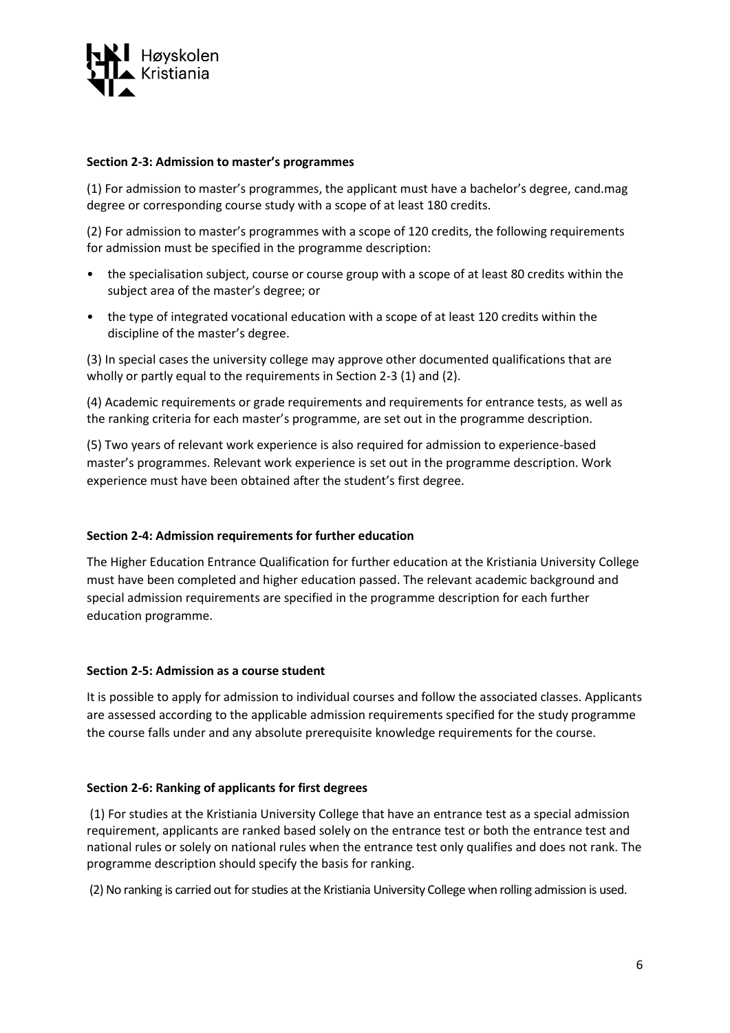**Section 2-3: Admission to master's programmes**

(1) For admission to master's programmes, the applicant must have a bachelor's degree, cand.mag degree or corresponding course study with a scope of at least 180 credits.

(2) For admission to master's programmes with a scope of 120 credits, the following requirements for admission must be specified in the programme description:

- the specialisation subject, course or course group with a scope of at least 80 credits within the subject area of the master's degree; or
- the type of integrated vocational education with a scope of at least 120 credits within the discipline of the master's degree.

(3) In special cases the university college may approve other documented qualifications that are wholly or partly equal to the requirements in Section 2-3 (1) and (2).

(4) Academic requirements or grade requirements and requirements for entrance tests, as well as the ranking criteria for each master's programme, are set out in the programme description.

(5) Two years of relevant work experience is also required for admission to experience-based master's programmes. Relevant work experience is set out in the programme description. Work experience must have been obtained after the student's first degree.

**Section 2-4: Admission requirements for further education**

The Higher Education Entrance Qualification for further education at the Kristiania University College must have been completed and higher education passed. The relevant academic background and special admission requirements are specified in the programme description for each further education programme.

**Section 2-5: Admission as a course student**

It is possible to apply for admission to individual courses and follow the associated classes. Applicants are assessed according to the applicable admission requirements specified for the study programme the course falls under and any absolute prerequisite knowledge requirements for the course.

**Section 2-6: Ranking of applicants for first degrees**

(1) For studies at the Kristiania University College that have an entrance test as a special admission requirement, applicants are ranked based solely on the entrance test or both the entrance test and national rules or solely on national rules when the entrance test only qualifies and does not rank. The programme description should specify the basis for ranking.

(2) No ranking is carried out for studies at the Kristiania University College when rolling admission is used.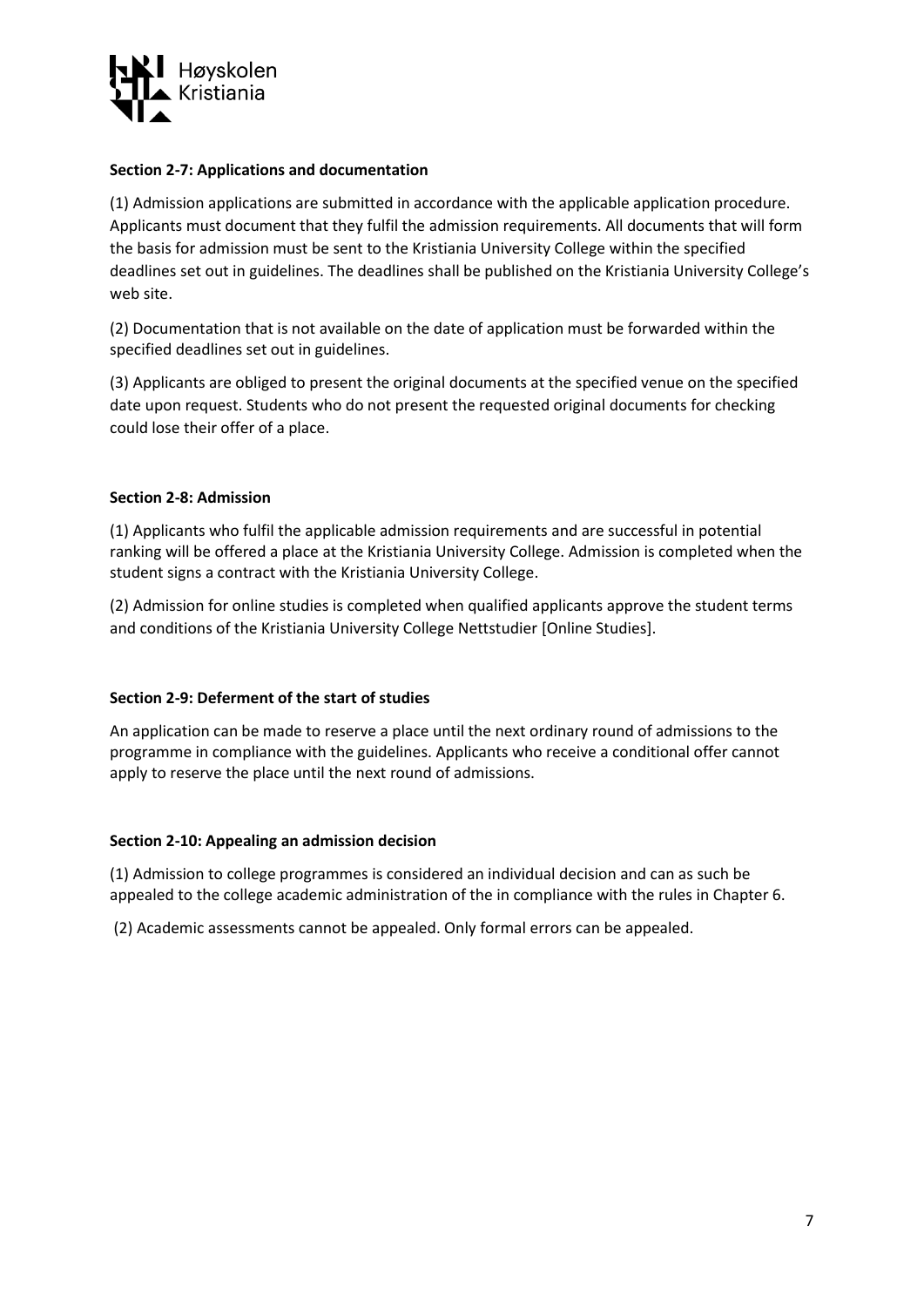**Section 2-7: Applications and documentation**

(1) Admission applications are submitted in accordance with the applicable application procedure. Applicants must document that they fulfil the admission requirements. All documents that will form the basis for admission must be sent to the Kristiania University College within the specified deadlines set out in guidelines. The deadlines shall be published on the Kristiania University College's web site.

(2) Documentation that is not available on the date of application must be forwarded within the specified deadlines set out in guidelines.

(3) Applicants are obliged to present the original documents at the specified venue on the specified date upon request. Students who do not present the requested original documents for checking could lose their offer of a place.

**Section 2-8: Admission**

(1) Applicants who fulfil the applicable admission requirements and are successful in potential ranking will be offered a place at the Kristiania University College. Admission is completed when the student signs a contract with the Kristiania University College.

(2) Admission for online studies is completed when qualified applicants approve the student terms and conditions of the Kristiania University College Nettstudier [Online Studies].

**Section 2-9: Deferment of the start of studies**

An application can be made to reserve a place until the next ordinary round of admissions to the programme in compliance with the guidelines. Applicants who receive a conditional offer cannot apply to reserve the place until the next round of admissions.

**Section 2-10: Appealing an admission decision**

(1) Admission to college programmes is considered an individual decision and can as such be appealed to the college academic administration of the in compliance with the rules in Chapter 6.

(2) Academic assessments cannot be appealed. Only formal errors can be appealed.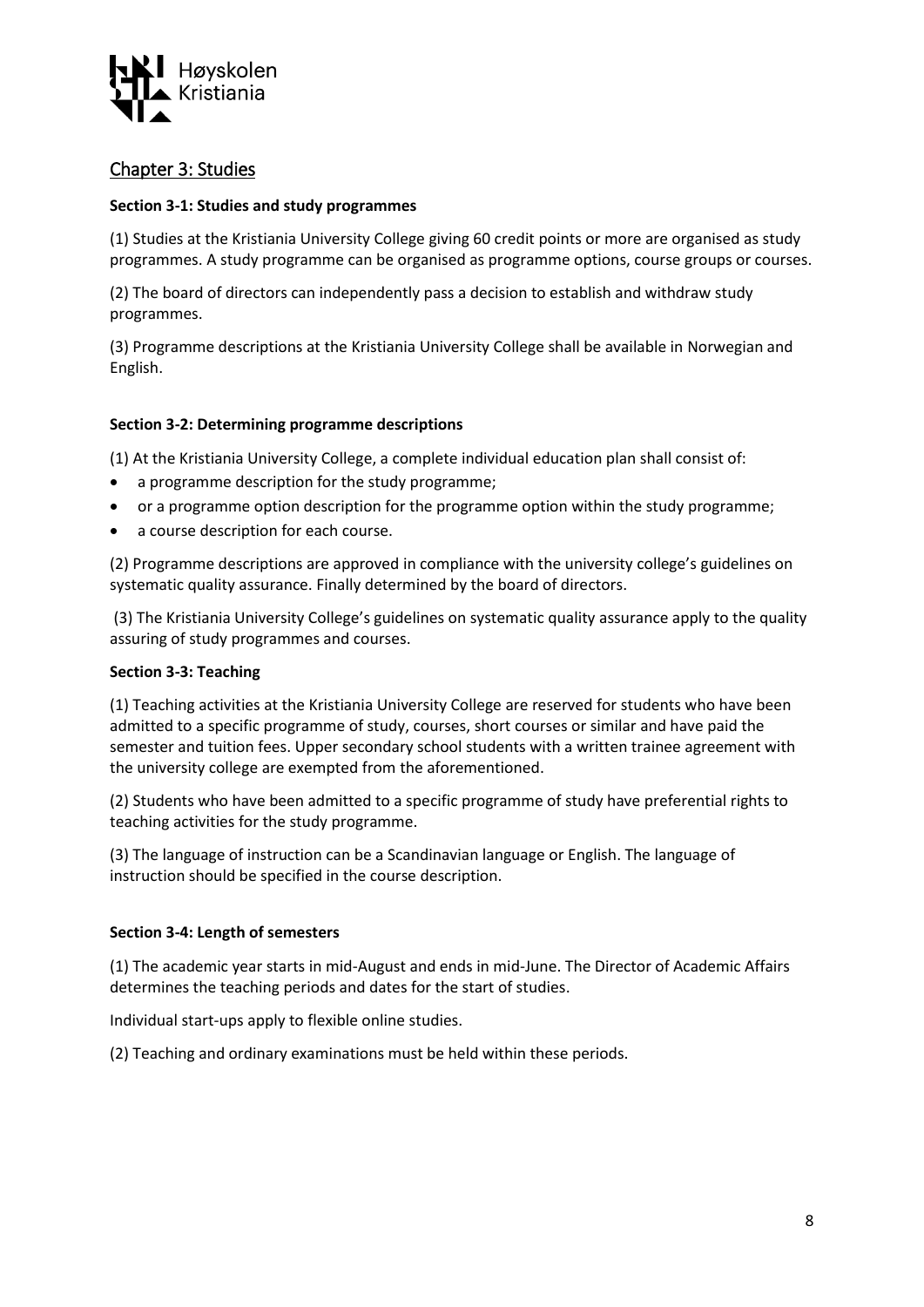## Chapter 3: Studies

**Section 3-1: Studies and study programmes**

(1) Studies at the Kristiania University College giving 60 credit points or more are organised as study programmes. A study programme can be organised as programme options, course groups or courses.

(2) The board of directors can independently pass a decision to establish and withdraw study programmes.

(3) Programme descriptions at the Kristiania University College shall be available in Norwegian and English.

**Section 3-2: Determining programme descriptions**

(1) At the Kristiania University College, a complete individual education plan shall consist of:

- a programme description for the study programme;
- or a programme option description for the programme option within the study programme;
- a course description for each course.

(2) Programme descriptions are approved in compliance with the university college's guidelines on systematic quality assurance. Finally determined by the board of directors.

(3) The Kristiania University College's guidelines on systematic quality assurance apply to the quality assuring of study programmes and courses.

**Section 3-3: Teaching**

(1) Teaching activities at the Kristiania University College are reserved for students who have been admitted to a specific programme of study, courses, short courses or similar and have paid the semester and tuition fees. Upper secondary school students with a written trainee agreement with the university college are exempted from the aforementioned.

(2) Students who have been admitted to a specific programme of study have preferential rights to teaching activities for the study programme.

(3) The language of instruction can be a Scandinavian language or English. The language of instruction should be specified in the course description.

**Section 3-4: Length of semesters**

(1) The academic year starts in mid-August and ends in mid-June. The Director of Academic Affairs determines the teaching periods and dates for the start of studies.

Individual start-ups apply to flexible online studies.

(2) Teaching and ordinary examinations must be held within these periods.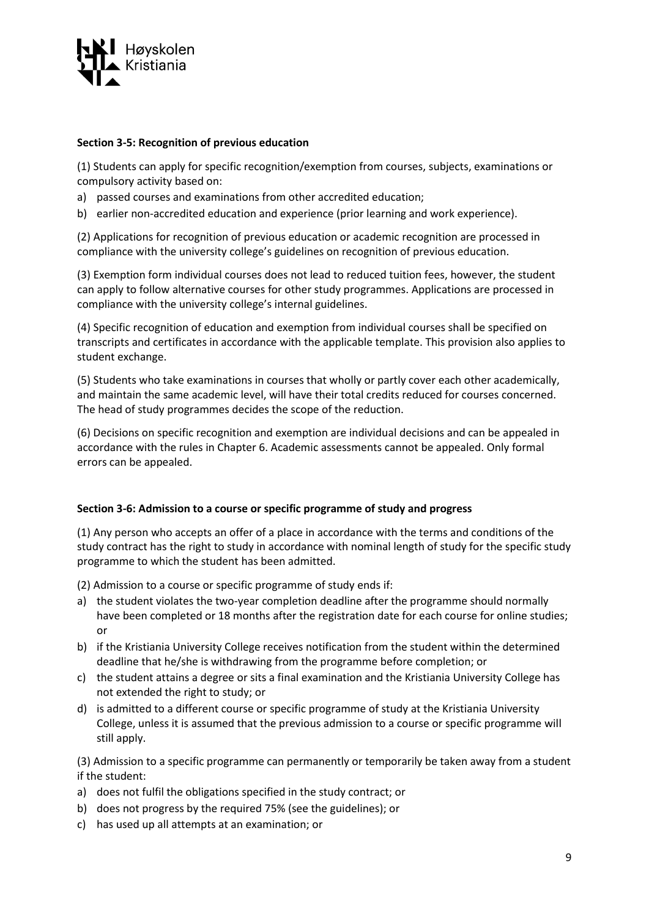**Section 3-5: Recognition of previous education**

(1) Students can apply for specific recognition/exemption from courses, subjects, examinations or compulsory activity based on:

a) passed courses and examinations from other accredited education;
b) earlier non-accredited education and experience (prior learning and work experience).

(2) Applications for recognition of previous education or academic recognition are processed in compliance with the university college's guidelines on recognition of previous education.

(3) Exemption form individual courses does not lead to reduced tuition fees, however, the student can apply to follow alternative courses for other study programmes. Applications are processed in compliance with the university college's internal guidelines.

(4) Specific recognition of education and exemption from individual courses shall be specified on transcripts and certificates in accordance with the applicable template. This provision also applies to student exchange.

(5) Students who take examinations in courses that wholly or partly cover each other academically, and maintain the same academic level, will have their total credits reduced for courses concerned. The head of study programmes decides the scope of the reduction.

(6) Decisions on specific recognition and exemption are individual decisions and can be appealed in accordance with the rules in Chapter 6. Academic assessments cannot be appealed. Only formal errors can be appealed.

**Section 3-6: Admission to a course or specific programme of study and progress**

(1) Any person who accepts an offer of a place in accordance with the terms and conditions of the study contract has the right to study in accordance with nominal length of study for the specific study programme to which the student has been admitted.

(2) Admission to a course or specific programme of study ends if:

a) the student violates the two-year completion deadline after the programme should normally have been completed or 18 months after the registration date for each course for online studies; or
b) if the Kristiania University College receives notification from the student within the determined deadline that he/she is withdrawing from the programme before completion; or
c) the student attains a degree or sits a final examination and the Kristiania University College has not extended the right to study; or
d) is admitted to a different course or specific programme of study at the Kristiania University College, unless it is assumed that the previous admission to a course or specific programme will still apply.

(3) Admission to a specific programme can permanently or temporarily be taken away from a student if the student:

a) does not fulfil the obligations specified in the study contract; or
b) does not progress by the required 75% (see the guidelines); or
c) has used up all attempts at an examination; or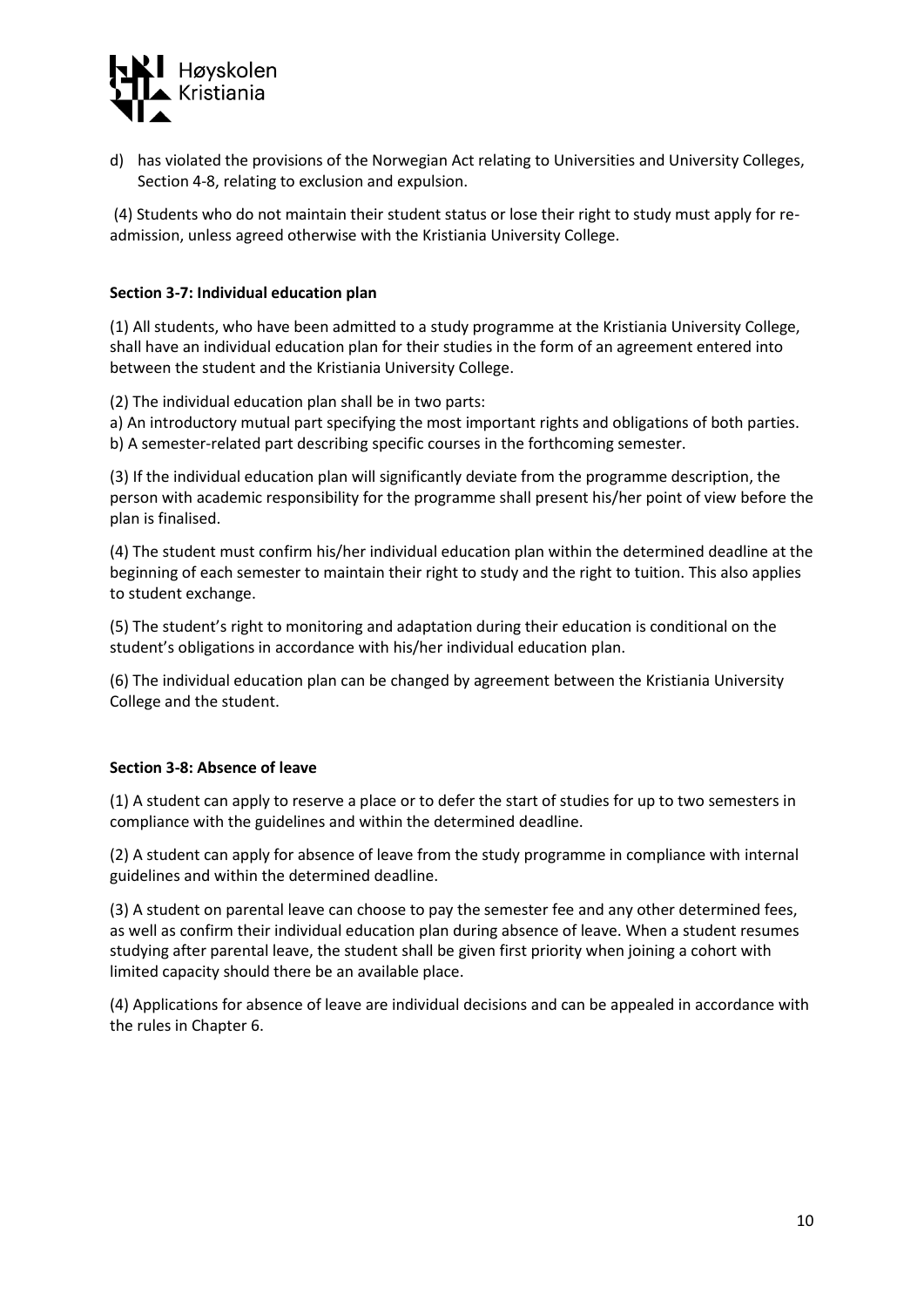d) has violated the provisions of the Norwegian Act relating to Universities and University Colleges, Section 4-8, relating to exclusion and expulsion.

(4) Students who do not maintain their student status or lose their right to study must apply for re-admission, unless agreed otherwise with the Kristiania University College.

**Section 3-7: Individual education plan**

(1) All students, who have been admitted to a study programme at the Kristiania University College, shall have an individual education plan for their studies in the form of an agreement entered into between the student and the Kristiania University College.

(2) The individual education plan shall be in two parts:
a) An introductory mutual part specifying the most important rights and obligations of both parties.
b) A semester-related part describing specific courses in the forthcoming semester.

(3) If the individual education plan will significantly deviate from the programme description, the person with academic responsibility for the programme shall present his/her point of view before the plan is finalised.

(4) The student must confirm his/her individual education plan within the determined deadline at the beginning of each semester to maintain their right to study and the right to tuition. This also applies to student exchange.

(5) The student's right to monitoring and adaptation during their education is conditional on the student's obligations in accordance with his/her individual education plan.

(6) The individual education plan can be changed by agreement between the Kristiania University College and the student.

**Section 3-8: Absence of leave**

(1) A student can apply to reserve a place or to defer the start of studies for up to two semesters in compliance with the guidelines and within the determined deadline.

(2) A student can apply for absence of leave from the study programme in compliance with internal guidelines and within the determined deadline.

(3) A student on parental leave can choose to pay the semester fee and any other determined fees, as well as confirm their individual education plan during absence of leave. When a student resumes studying after parental leave, the student shall be given first priority when joining a cohort with limited capacity should there be an available place.

(4) Applications for absence of leave are individual decisions and can be appealed in accordance with the rules in Chapter 6.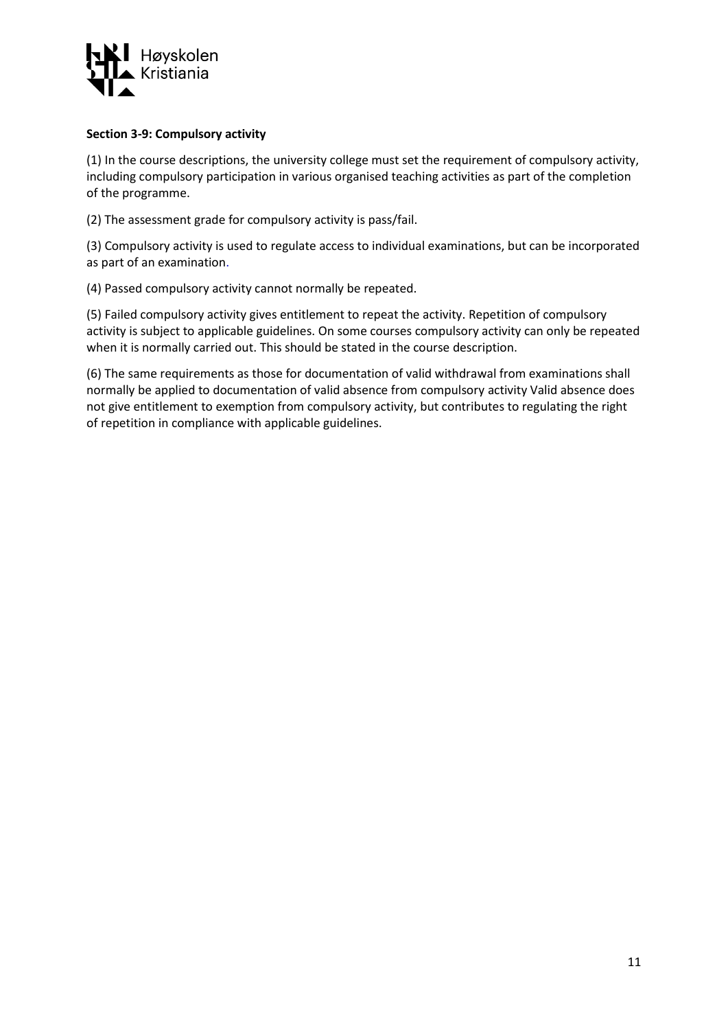**Section 3-9: Compulsory activity**

(1) In the course descriptions, the university college must set the requirement of compulsory activity, including compulsory participation in various organised teaching activities as part of the completion of the programme.

(2) The assessment grade for compulsory activity is pass/fail.

(3) Compulsory activity is used to regulate access to individual examinations, but can be incorporated as part of an examination.

(4) Passed compulsory activity cannot normally be repeated.

(5) Failed compulsory activity gives entitlement to repeat the activity. Repetition of compulsory activity is subject to applicable guidelines. On some courses compulsory activity can only be repeated when it is normally carried out. This should be stated in the course description.

(6) The same requirements as those for documentation of valid withdrawal from examinations shall normally be applied to documentation of valid absence from compulsory activity Valid absence does not give entitlement to exemption from compulsory activity, but contributes to regulating the right of repetition in compliance with applicable guidelines.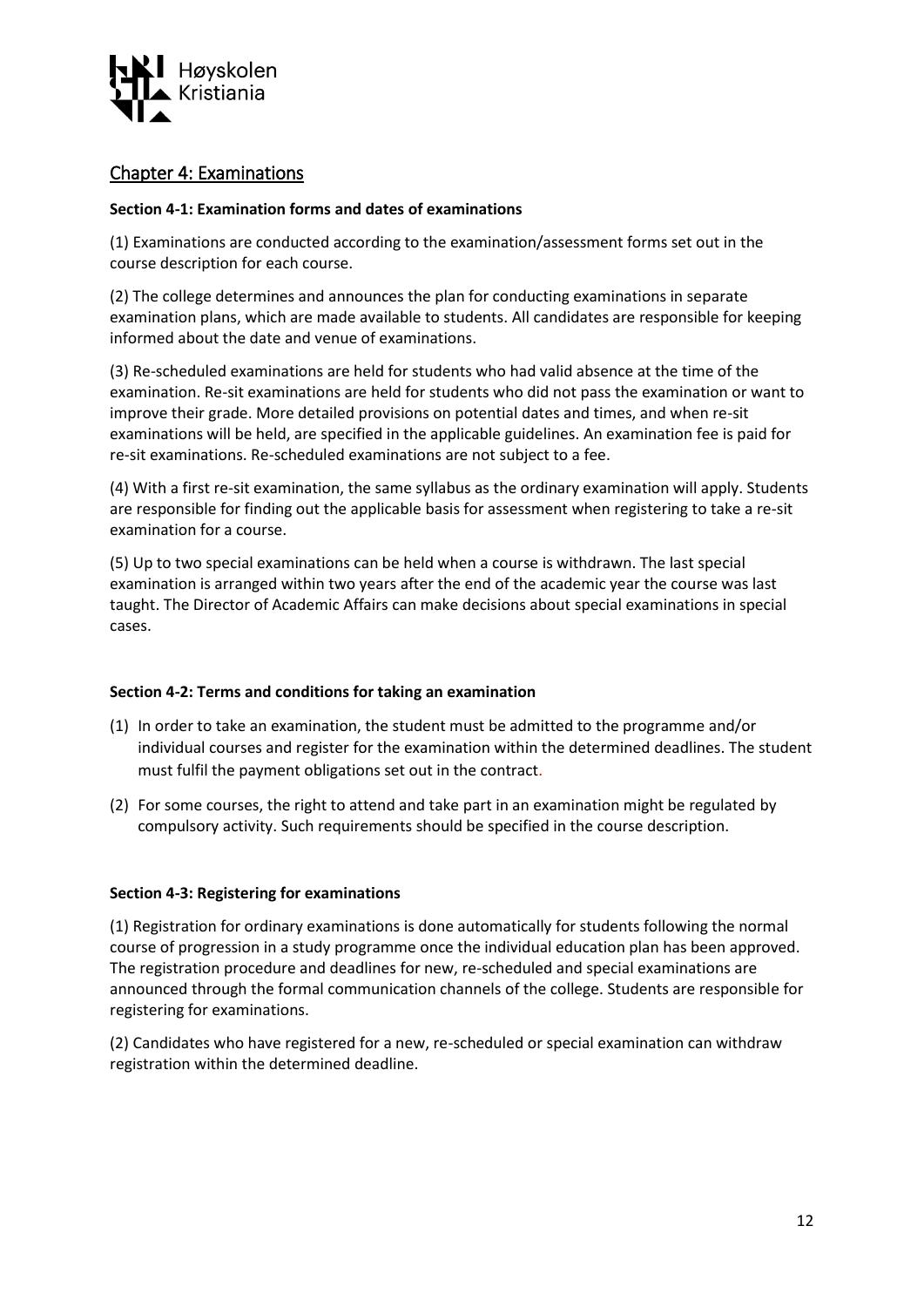## Chapter 4: Examinations

**Section 4-1: Examination forms and dates of examinations**

(1) Examinations are conducted according to the examination/assessment forms set out in the course description for each course.

(2) The college determines and announces the plan for conducting examinations in separate examination plans, which are made available to students. All candidates are responsible for keeping informed about the date and venue of examinations.

(3) Re-scheduled examinations are held for students who had valid absence at the time of the examination. Re-sit examinations are held for students who did not pass the examination or want to improve their grade. More detailed provisions on potential dates and times, and when re-sit examinations will be held, are specified in the applicable guidelines. An examination fee is paid for re-sit examinations. Re-scheduled examinations are not subject to a fee.

(4) With a first re-sit examination, the same syllabus as the ordinary examination will apply. Students are responsible for finding out the applicable basis for assessment when registering to take a re-sit examination for a course.

(5) Up to two special examinations can be held when a course is withdrawn. The last special examination is arranged within two years after the end of the academic year the course was last taught. The Director of Academic Affairs can make decisions about special examinations in special cases.

**Section 4-2: Terms and conditions for taking an examination**

(1) In order to take an examination, the student must be admitted to the programme and/or individual courses and register for the examination within the determined deadlines. The student must fulfil the payment obligations set out in the contract.

(2) For some courses, the right to attend and take part in an examination might be regulated by compulsory activity. Such requirements should be specified in the course description.

**Section 4-3: Registering for examinations**

(1) Registration for ordinary examinations is done automatically for students following the normal course of progression in a study programme once the individual education plan has been approved. The registration procedure and deadlines for new, re-scheduled and special examinations are announced through the formal communication channels of the college. Students are responsible for registering for examinations.

(2) Candidates who have registered for a new, re-scheduled or special examination can withdraw registration within the determined deadline.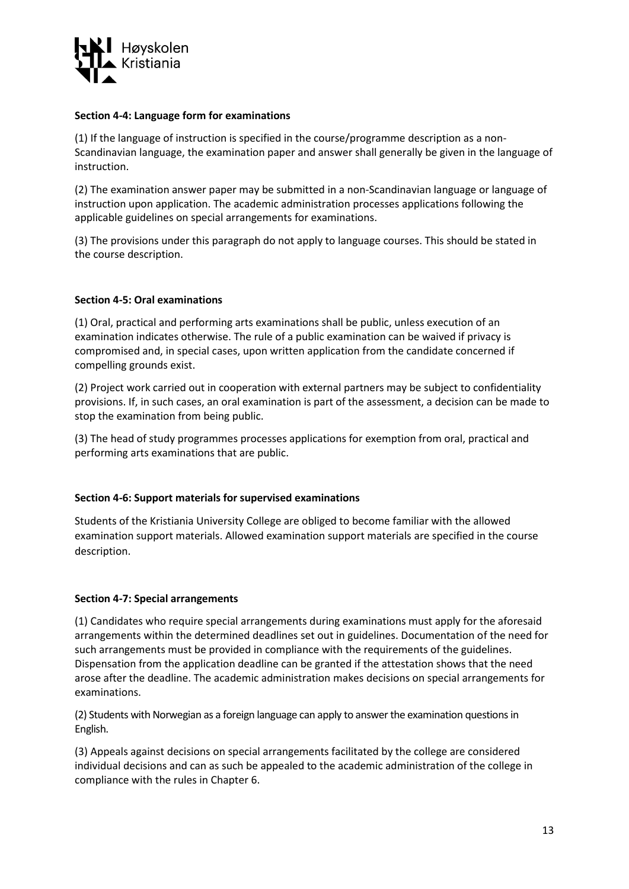**Section 4-4: Language form for examinations**

(1) If the language of instruction is specified in the course/programme description as a non-Scandinavian language, the examination paper and answer shall generally be given in the language of instruction.

(2) The examination answer paper may be submitted in a non-Scandinavian language or language of instruction upon application. The academic administration processes applications following the applicable guidelines on special arrangements for examinations.

(3) The provisions under this paragraph do not apply to language courses. This should be stated in the course description.

**Section 4-5: Oral examinations**

(1) Oral, practical and performing arts examinations shall be public, unless execution of an examination indicates otherwise. The rule of a public examination can be waived if privacy is compromised and, in special cases, upon written application from the candidate concerned if compelling grounds exist.

(2) Project work carried out in cooperation with external partners may be subject to confidentiality provisions. If, in such cases, an oral examination is part of the assessment, a decision can be made to stop the examination from being public.

(3) The head of study programmes processes applications for exemption from oral, practical and performing arts examinations that are public.

**Section 4-6: Support materials for supervised examinations**

Students of the Kristiania University College are obliged to become familiar with the allowed examination support materials. Allowed examination support materials are specified in the course description.

**Section 4-7: Special arrangements**

(1) Candidates who require special arrangements during examinations must apply for the aforesaid arrangements within the determined deadlines set out in guidelines. Documentation of the need for such arrangements must be provided in compliance with the requirements of the guidelines. Dispensation from the application deadline can be granted if the attestation shows that the need arose after the deadline. The academic administration makes decisions on special arrangements for examinations.

(2) Students with Norwegian as a foreign language can apply to answer the examination questions in English.

(3) Appeals against decisions on special arrangements facilitated by the college are considered individual decisions and can as such be appealed to the academic administration of the college in compliance with the rules in Chapter 6.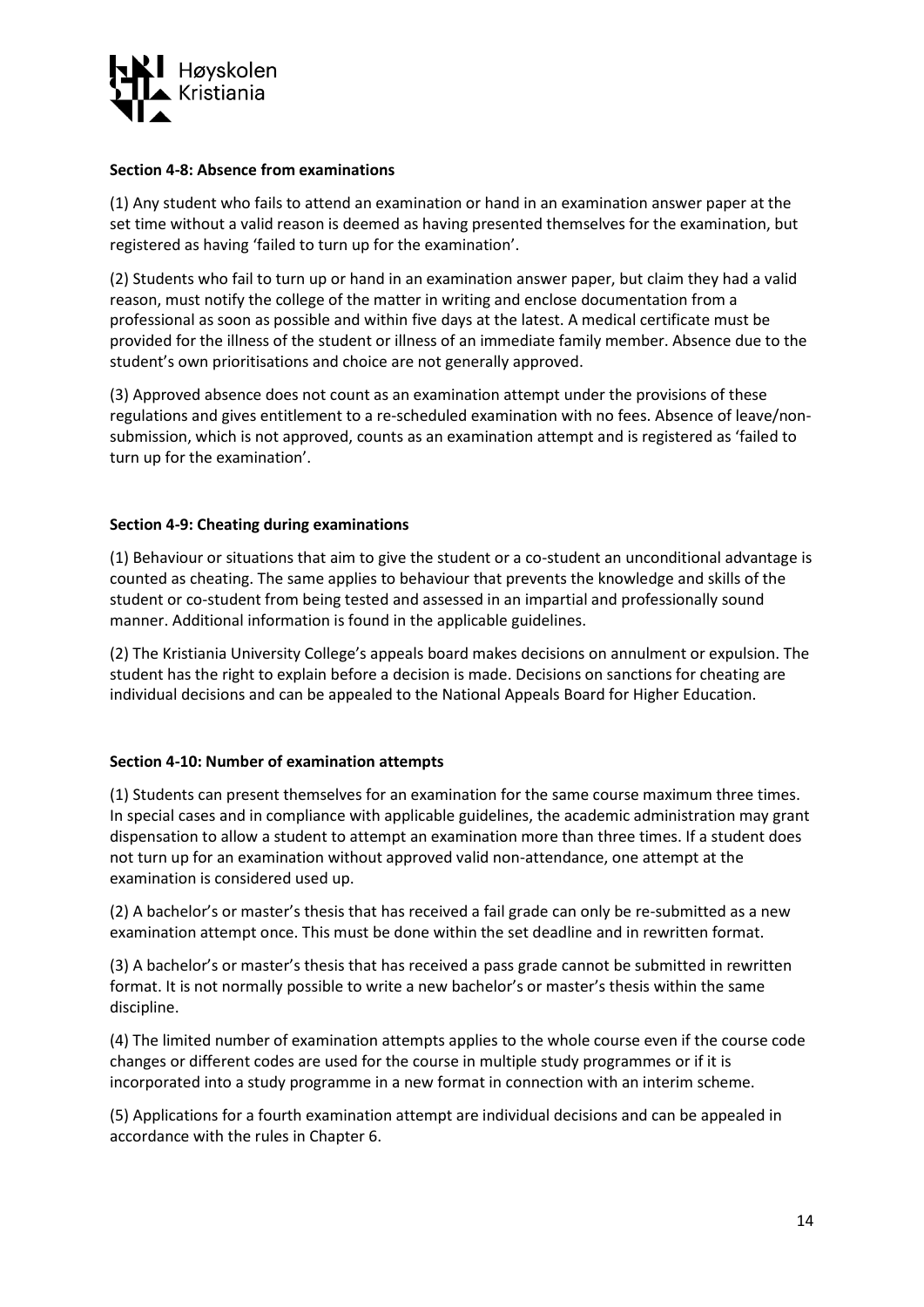**Section 4-8: Absence from examinations**

(1) Any student who fails to attend an examination or hand in an examination answer paper at the set time without a valid reason is deemed as having presented themselves for the examination, but registered as having 'failed to turn up for the examination'.

(2) Students who fail to turn up or hand in an examination answer paper, but claim they had a valid reason, must notify the college of the matter in writing and enclose documentation from a professional as soon as possible and within five days at the latest. A medical certificate must be provided for the illness of the student or illness of an immediate family member. Absence due to the student's own prioritisations and choice are not generally approved.

(3) Approved absence does not count as an examination attempt under the provisions of these regulations and gives entitlement to a re-scheduled examination with no fees. Absence of leave/non-submission, which is not approved, counts as an examination attempt and is registered as 'failed to turn up for the examination'.

**Section 4-9: Cheating during examinations**

(1) Behaviour or situations that aim to give the student or a co-student an unconditional advantage is counted as cheating. The same applies to behaviour that prevents the knowledge and skills of the student or co-student from being tested and assessed in an impartial and professionally sound manner. Additional information is found in the applicable guidelines.

(2) The Kristiania University College's appeals board makes decisions on annulment or expulsion. The student has the right to explain before a decision is made. Decisions on sanctions for cheating are individual decisions and can be appealed to the National Appeals Board for Higher Education.

**Section 4-10: Number of examination attempts**

(1) Students can present themselves for an examination for the same course maximum three times. In special cases and in compliance with applicable guidelines, the academic administration may grant dispensation to allow a student to attempt an examination more than three times. If a student does not turn up for an examination without approved valid non-attendance, one attempt at the examination is considered used up.

(2) A bachelor's or master's thesis that has received a fail grade can only be re-submitted as a new examination attempt once. This must be done within the set deadline and in rewritten format.

(3) A bachelor's or master's thesis that has received a pass grade cannot be submitted in rewritten format. It is not normally possible to write a new bachelor's or master's thesis within the same discipline.

(4) The limited number of examination attempts applies to the whole course even if the course code changes or different codes are used for the course in multiple study programmes or if it is incorporated into a study programme in a new format in connection with an interim scheme.

(5) Applications for a fourth examination attempt are individual decisions and can be appealed in accordance with the rules in Chapter 6.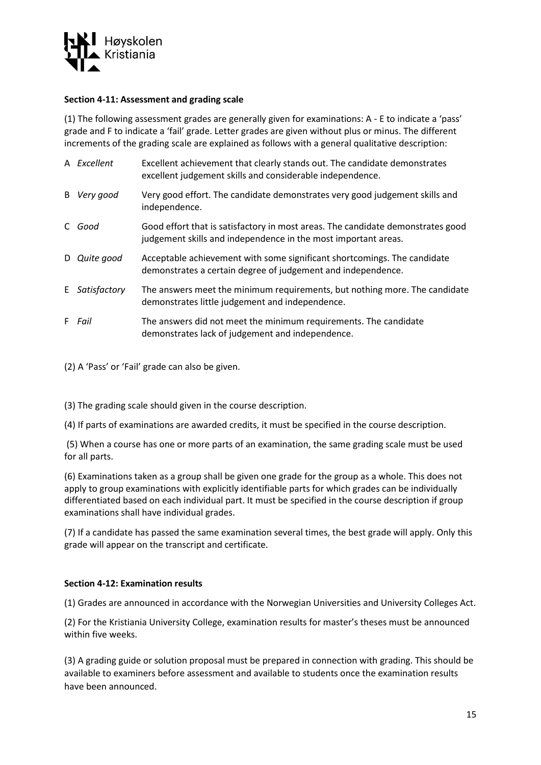**Section 4-11: Assessment and grading scale**

(1) The following assessment grades are generally given for examinations: A - E to indicate a 'pass' grade and F to indicate a 'fail' grade. Letter grades are given without plus or minus. The different increments of the grading scale are explained as follows with a general qualitative description:

| | | |
|---|---|---|
| A | *Excellent* | Excellent achievement that clearly stands out. The candidate demonstrates excellent judgement skills and considerable independence. |
| B | *Very good* | Very good effort. The candidate demonstrates very good judgement skills and independence. |
| C | *Good* | Good effort that is satisfactory in most areas. The candidate demonstrates good judgement skills and independence in the most important areas. |
| D | *Quite good* | Acceptable achievement with some significant shortcomings. The candidate demonstrates a certain degree of judgement and independence. |
| E | *Satisfactory* | The answers meet the minimum requirements, but nothing more. The candidate demonstrates little judgement and independence. |
| F | *Fail* | The answers did not meet the minimum requirements. The candidate demonstrates lack of judgement and independence. |

(2) A 'Pass' or 'Fail' grade can also be given.

(3) The grading scale should given in the course description.

(4) If parts of examinations are awarded credits, it must be specified in the course description.

(5) When a course has one or more parts of an examination, the same grading scale must be used for all parts.

(6) Examinations taken as a group shall be given one grade for the group as a whole. This does not apply to group examinations with explicitly identifiable parts for which grades can be individually differentiated based on each individual part. It must be specified in the course description if group examinations shall have individual grades.

(7) If a candidate has passed the same examination several times, the best grade will apply. Only this grade will appear on the transcript and certificate.

**Section 4-12: Examination results**

(1) Grades are announced in accordance with the Norwegian Universities and University Colleges Act.

(2) For the Kristiania University College, examination results for master's theses must be announced within five weeks.

(3) A grading guide or solution proposal must be prepared in connection with grading. This should be available to examiners before assessment and available to students once the examination results have been announced.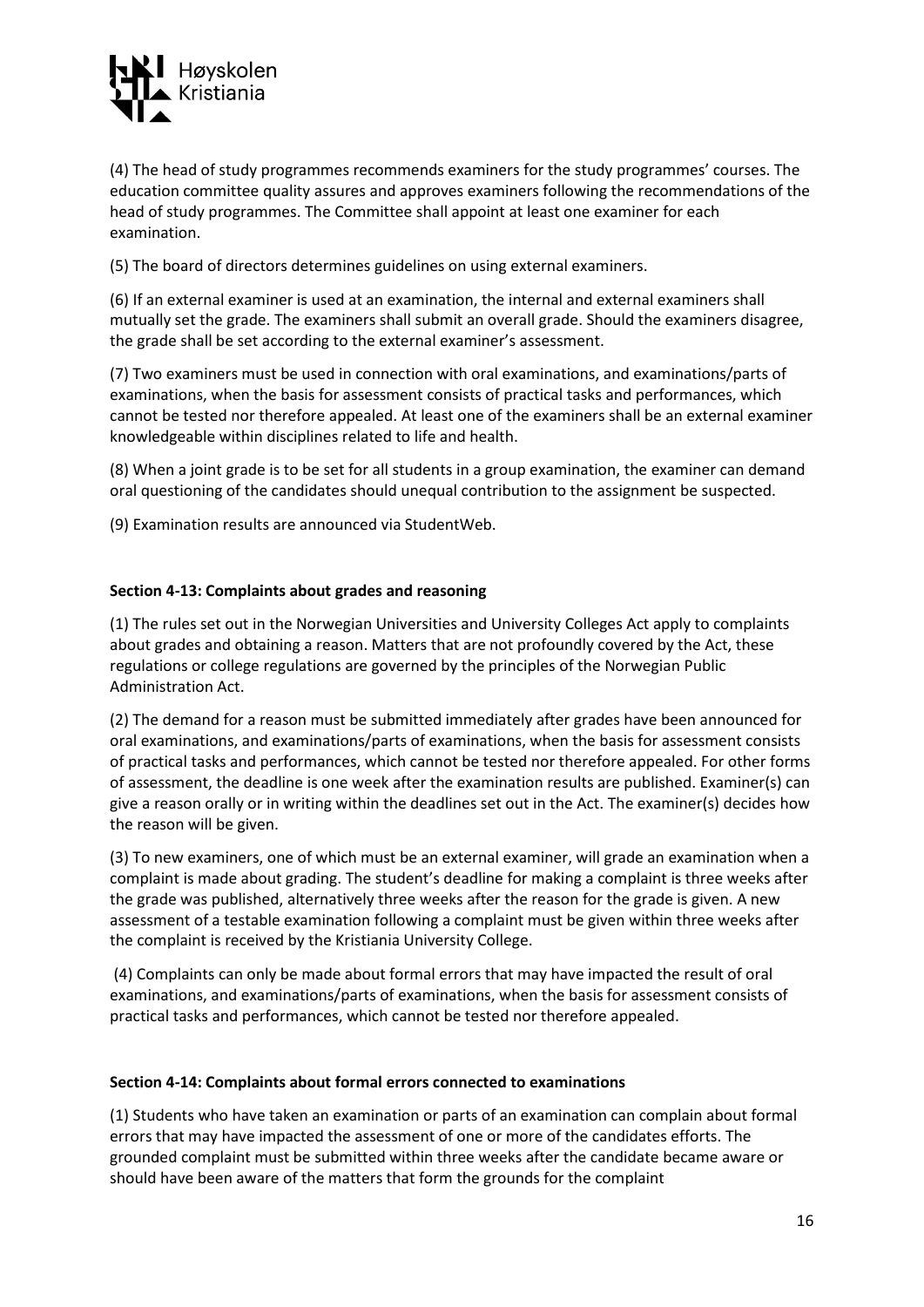(4) The head of study programmes recommends examiners for the study programmes' courses. The education committee quality assures and approves examiners following the recommendations of the head of study programmes. The Committee shall appoint at least one examiner for each examination.

(5) The board of directors determines guidelines on using external examiners.

(6) If an external examiner is used at an examination, the internal and external examiners shall mutually set the grade. The examiners shall submit an overall grade. Should the examiners disagree, the grade shall be set according to the external examiner's assessment.

(7) Two examiners must be used in connection with oral examinations, and examinations/parts of examinations, when the basis for assessment consists of practical tasks and performances, which cannot be tested nor therefore appealed. At least one of the examiners shall be an external examiner knowledgeable within disciplines related to life and health.

(8) When a joint grade is to be set for all students in a group examination, the examiner can demand oral questioning of the candidates should unequal contribution to the assignment be suspected.

(9) Examination results are announced via StudentWeb.

**Section 4-13: Complaints about grades and reasoning**

(1) The rules set out in the Norwegian Universities and University Colleges Act apply to complaints about grades and obtaining a reason. Matters that are not profoundly covered by the Act, these regulations or college regulations are governed by the principles of the Norwegian Public Administration Act.

(2) The demand for a reason must be submitted immediately after grades have been announced for oral examinations, and examinations/parts of examinations, when the basis for assessment consists of practical tasks and performances, which cannot be tested nor therefore appealed. For other forms of assessment, the deadline is one week after the examination results are published. Examiner(s) can give a reason orally or in writing within the deadlines set out in the Act. The examiner(s) decides how the reason will be given.

(3) To new examiners, one of which must be an external examiner, will grade an examination when a complaint is made about grading. The student's deadline for making a complaint is three weeks after the grade was published, alternatively three weeks after the reason for the grade is given. A new assessment of a testable examination following a complaint must be given within three weeks after the complaint is received by the Kristiania University College.

(4) Complaints can only be made about formal errors that may have impacted the result of oral examinations, and examinations/parts of examinations, when the basis for assessment consists of practical tasks and performances, which cannot be tested nor therefore appealed.

**Section 4-14: Complaints about formal errors connected to examinations**

(1) Students who have taken an examination or parts of an examination can complain about formal errors that may have impacted the assessment of one or more of the candidates efforts. The grounded complaint must be submitted within three weeks after the candidate became aware or should have been aware of the matters that form the grounds for the complaint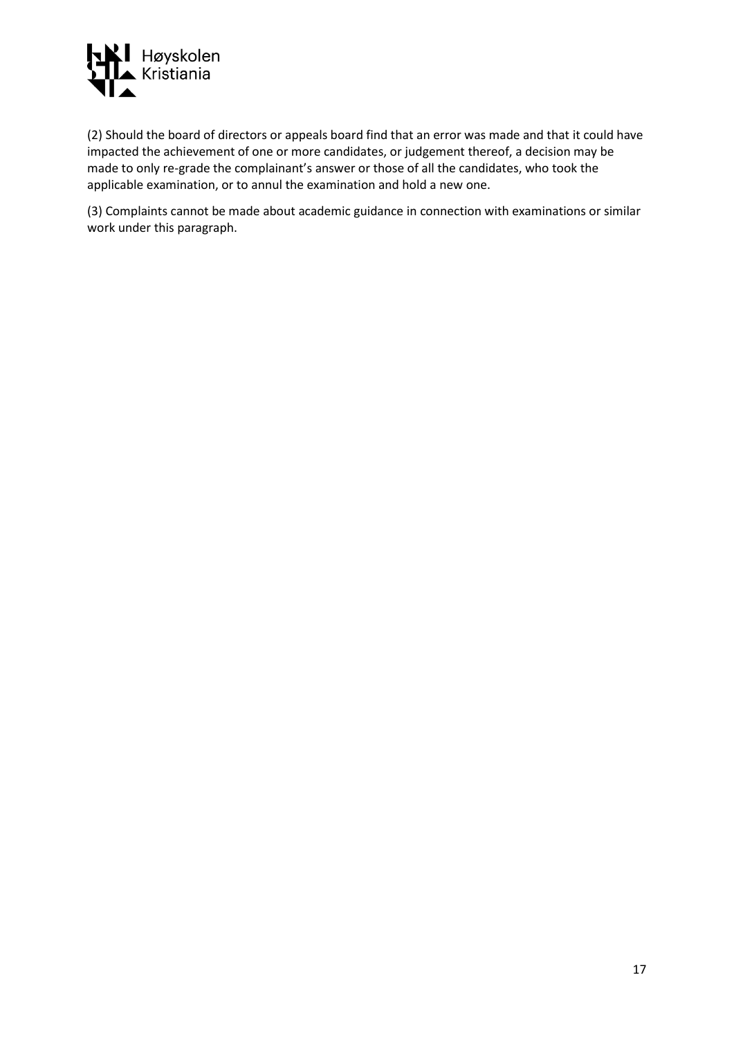(2) Should the board of directors or appeals board find that an error was made and that it could have impacted the achievement of one or more candidates, or judgement thereof, a decision may be made to only re-grade the complainant's answer or those of all the candidates, who took the applicable examination, or to annul the examination and hold a new one.

(3) Complaints cannot be made about academic guidance in connection with examinations or similar work under this paragraph.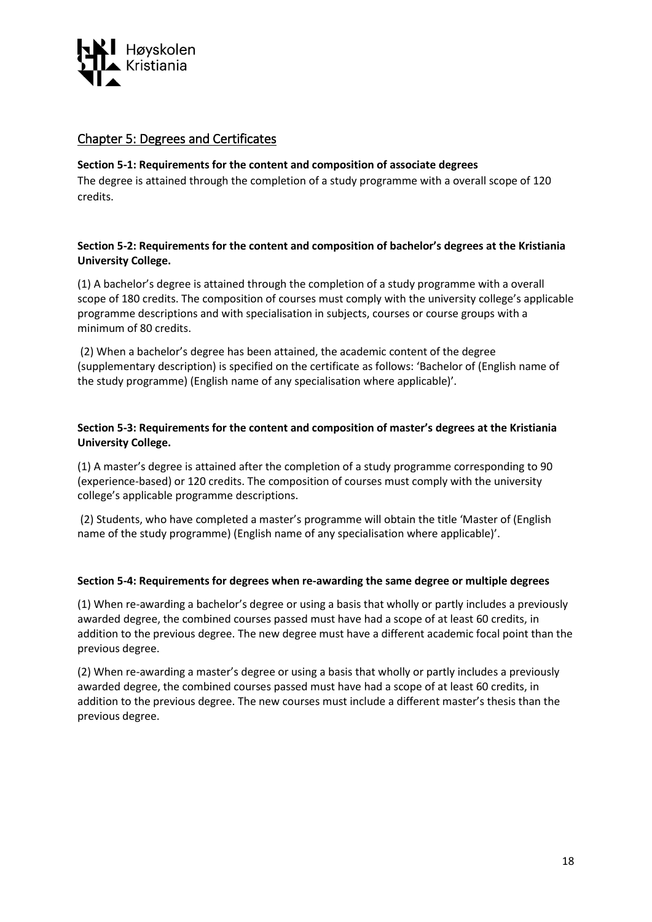## Chapter 5: Degrees and Certificates

**Section 5-1: Requirements for the content and composition of associate degrees**

The degree is attained through the completion of a study programme with a overall scope of 120 credits.

**Section 5-2: Requirements for the content and composition of bachelor's degrees at the Kristiania University College.**

(1) A bachelor's degree is attained through the completion of a study programme with a overall scope of 180 credits. The composition of courses must comply with the university college's applicable programme descriptions and with specialisation in subjects, courses or course groups with a minimum of 80 credits.

(2) When a bachelor's degree has been attained, the academic content of the degree (supplementary description) is specified on the certificate as follows: 'Bachelor of (English name of the study programme) (English name of any specialisation where applicable)'.

**Section 5-3: Requirements for the content and composition of master's degrees at the Kristiania University College.**

(1) A master's degree is attained after the completion of a study programme corresponding to 90 (experience-based) or 120 credits. The composition of courses must comply with the university college's applicable programme descriptions.

(2) Students, who have completed a master's programme will obtain the title 'Master of (English name of the study programme) (English name of any specialisation where applicable)'.

**Section 5-4: Requirements for degrees when re-awarding the same degree or multiple degrees**

(1) When re-awarding a bachelor's degree or using a basis that wholly or partly includes a previously awarded degree, the combined courses passed must have had a scope of at least 60 credits, in addition to the previous degree. The new degree must have a different academic focal point than the previous degree.

(2) When re-awarding a master's degree or using a basis that wholly or partly includes a previously awarded degree, the combined courses passed must have had a scope of at least 60 credits, in addition to the previous degree. The new courses must include a different master's thesis than the previous degree.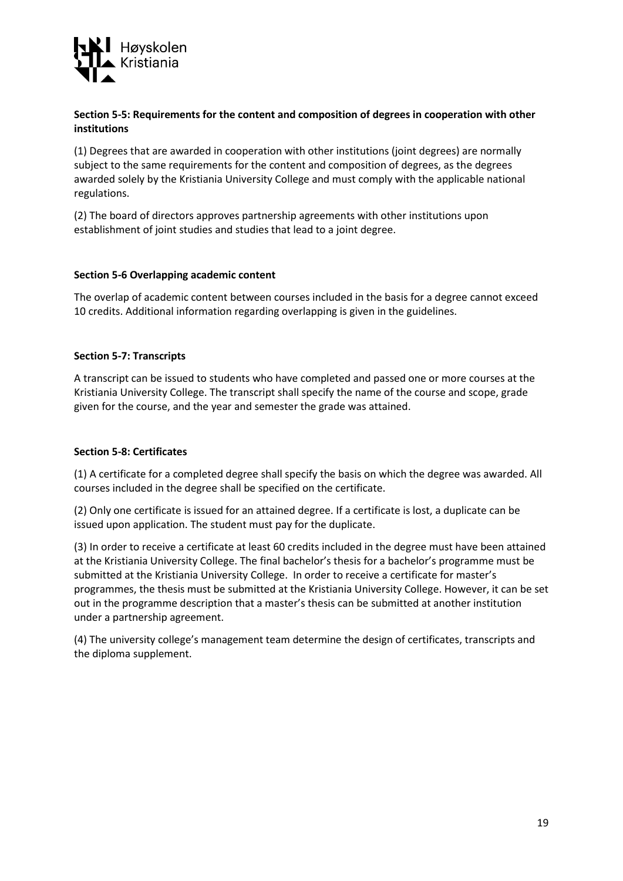**Section 5-5: Requirements for the content and composition of degrees in cooperation with other institutions**

(1) Degrees that are awarded in cooperation with other institutions (joint degrees) are normally subject to the same requirements for the content and composition of degrees, as the degrees awarded solely by the Kristiania University College and must comply with the applicable national regulations.

(2) The board of directors approves partnership agreements with other institutions upon establishment of joint studies and studies that lead to a joint degree.

**Section 5-6 Overlapping academic content**

The overlap of academic content between courses included in the basis for a degree cannot exceed 10 credits. Additional information regarding overlapping is given in the guidelines.

**Section 5-7: Transcripts**

A transcript can be issued to students who have completed and passed one or more courses at the Kristiania University College. The transcript shall specify the name of the course and scope, grade given for the course, and the year and semester the grade was attained.

**Section 5-8: Certificates**

(1) A certificate for a completed degree shall specify the basis on which the degree was awarded. All courses included in the degree shall be specified on the certificate.

(2) Only one certificate is issued for an attained degree. If a certificate is lost, a duplicate can be issued upon application. The student must pay for the duplicate.

(3) In order to receive a certificate at least 60 credits included in the degree must have been attained at the Kristiania University College. The final bachelor's thesis for a bachelor's programme must be submitted at the Kristiania University College. In order to receive a certificate for master's programmes, the thesis must be submitted at the Kristiania University College. However, it can be set out in the programme description that a master's thesis can be submitted at another institution under a partnership agreement.

(4) The university college's management team determine the design of certificates, transcripts and the diploma supplement.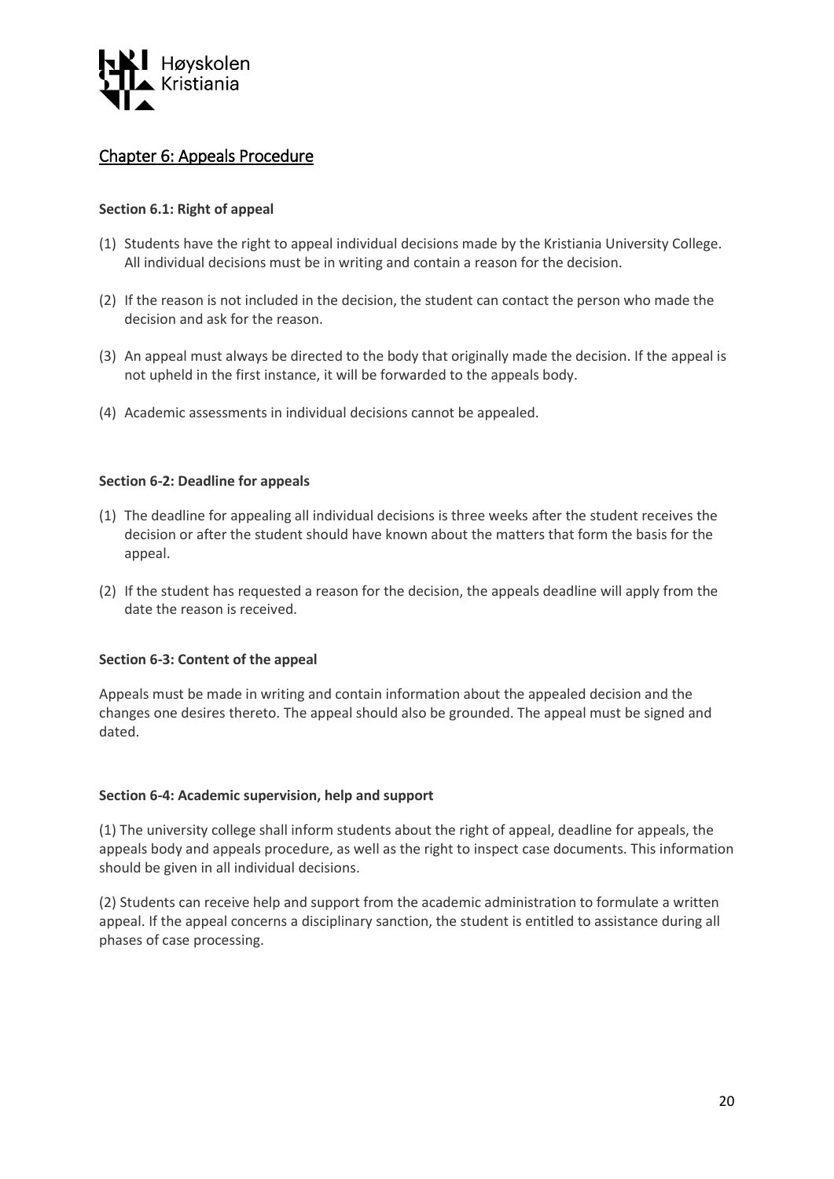## Chapter 6: Appeals Procedure

**Section 6.1: Right of appeal**

(1) Students have the right to appeal individual decisions made by the Kristiania University College. All individual decisions must be in writing and contain a reason for the decision.

(2) If the reason is not included in the decision, the student can contact the person who made the decision and ask for the reason.

(3) An appeal must always be directed to the body that originally made the decision. If the appeal is not upheld in the first instance, it will be forwarded to the appeals body.

(4) Academic assessments in individual decisions cannot be appealed.

**Section 6-2: Deadline for appeals**

(1) The deadline for appealing all individual decisions is three weeks after the student receives the decision or after the student should have known about the matters that form the basis for the appeal.

(2) If the student has requested a reason for the decision, the appeals deadline will apply from the date the reason is received.

**Section 6-3: Content of the appeal**

Appeals must be made in writing and contain information about the appealed decision and the changes one desires thereto. The appeal should also be grounded. The appeal must be signed and dated.

**Section 6-4: Academic supervision, help and support**

(1) The university college shall inform students about the right of appeal, deadline for appeals, the appeals body and appeals procedure, as well as the right to inspect case documents. This information should be given in all individual decisions.

(2) Students can receive help and support from the academic administration to formulate a written appeal. If the appeal concerns a disciplinary sanction, the student is entitled to assistance during all phases of case processing.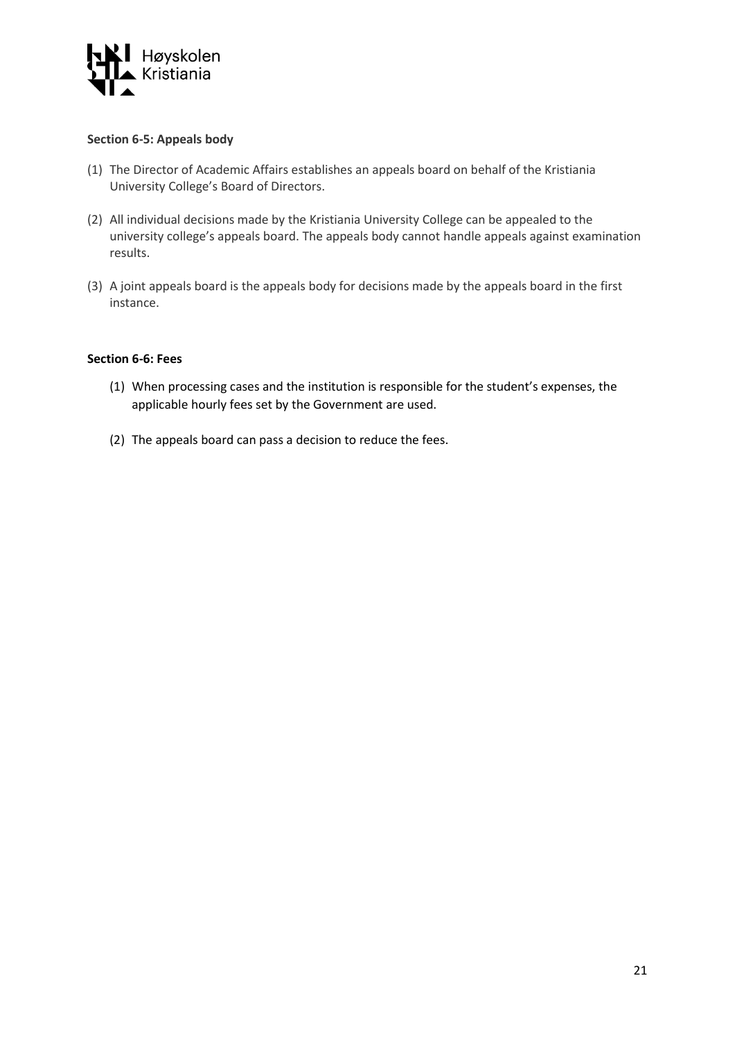### Section 6-5: Appeals body

(1) The Director of Academic Affairs establishes an appeals board on behalf of the Kristiania University College's Board of Directors.

(2) All individual decisions made by the Kristiania University College can be appealed to the university college's appeals board. The appeals body cannot handle appeals against examination results.

(3) A joint appeals board is the appeals body for decisions made by the appeals board in the first instance.

### Section 6-6: Fees

(1) When processing cases and the institution is responsible for the student's expenses, the applicable hourly fees set by the Government are used.

(2) The appeals board can pass a decision to reduce the fees.